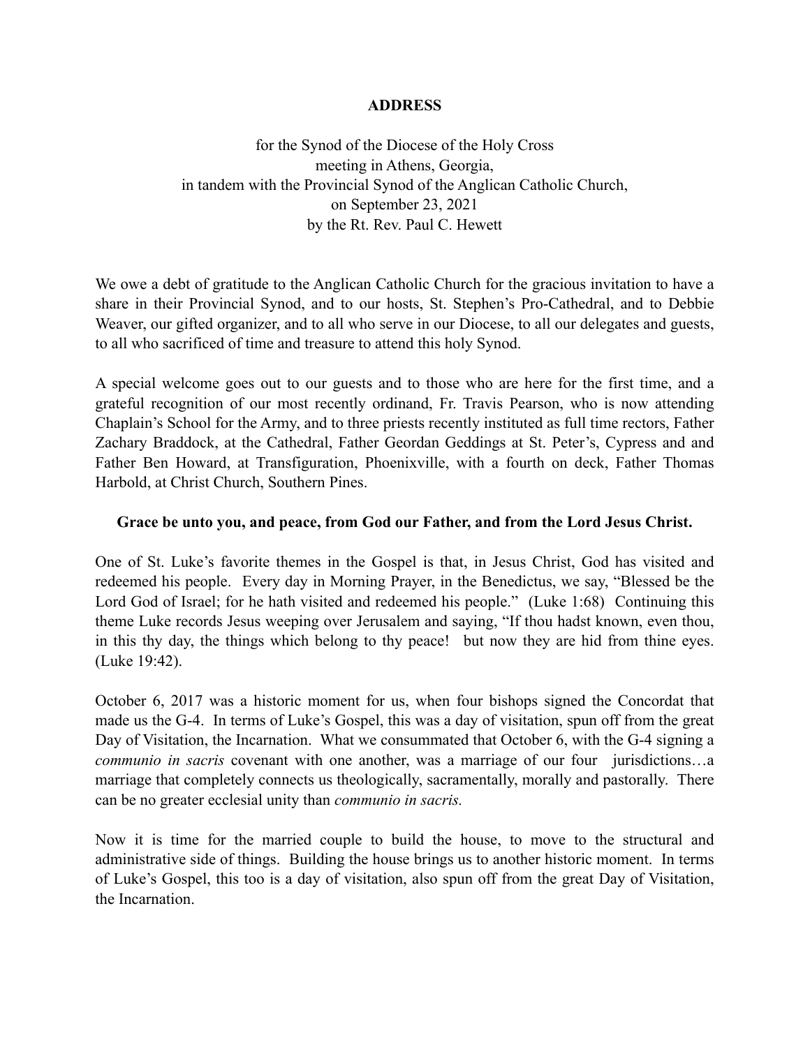# ADDRESS

for the Synod of the Diocese of the Holy Cross
meeting in Athens, Georgia,
in tandem with the Provincial Synod of the Anglican Catholic Church,
on September 23, 2021
by the Rt. Rev. Paul C. Hewett

We owe a debt of gratitude to the Anglican Catholic Church for the gracious invitation to have a share in their Provincial Synod, and to our hosts, St. Stephen's Pro-Cathedral, and to Debbie Weaver, our gifted organizer, and to all who serve in our Diocese, to all our delegates and guests, to all who sacrificed of time and treasure to attend this holy Synod.

A special welcome goes out to our guests and to those who are here for the first time, and a grateful recognition of our most recently ordinand, Fr. Travis Pearson, who is now attending Chaplain's School for the Army, and to three priests recently instituted as full time rectors, Father Zachary Braddock, at the Cathedral, Father Geordan Geddings at St. Peter's, Cypress and and Father Ben Howard, at Transfiguration, Phoenixville, with a fourth on deck, Father Thomas Harbold, at Christ Church, Southern Pines.

**Grace be unto you, and peace, from God our Father, and from the Lord Jesus Christ.**

One of St. Luke's favorite themes in the Gospel is that, in Jesus Christ, God has visited and redeemed his people. Every day in Morning Prayer, in the Benedictus, we say, "Blessed be the Lord God of Israel; for he hath visited and redeemed his people." (Luke 1:68) Continuing this theme Luke records Jesus weeping over Jerusalem and saying, "If thou hadst known, even thou, in this thy day, the things which belong to thy peace! but now they are hid from thine eyes. (Luke 19:42).

October 6, 2017 was a historic moment for us, when four bishops signed the Concordat that made us the G-4. In terms of Luke's Gospel, this was a day of visitation, spun off from the great Day of Visitation, the Incarnation. What we consummated that October 6, with the G-4 signing a *communio in sacris* covenant with one another, was a marriage of our four jurisdictions…a marriage that completely connects us theologically, sacramentally, morally and pastorally. There can be no greater ecclesial unity than *communio in sacris.*

Now it is time for the married couple to build the house, to move to the structural and administrative side of things. Building the house brings us to another historic moment. In terms of Luke's Gospel, this too is a day of visitation, also spun off from the great Day of Visitation, the Incarnation.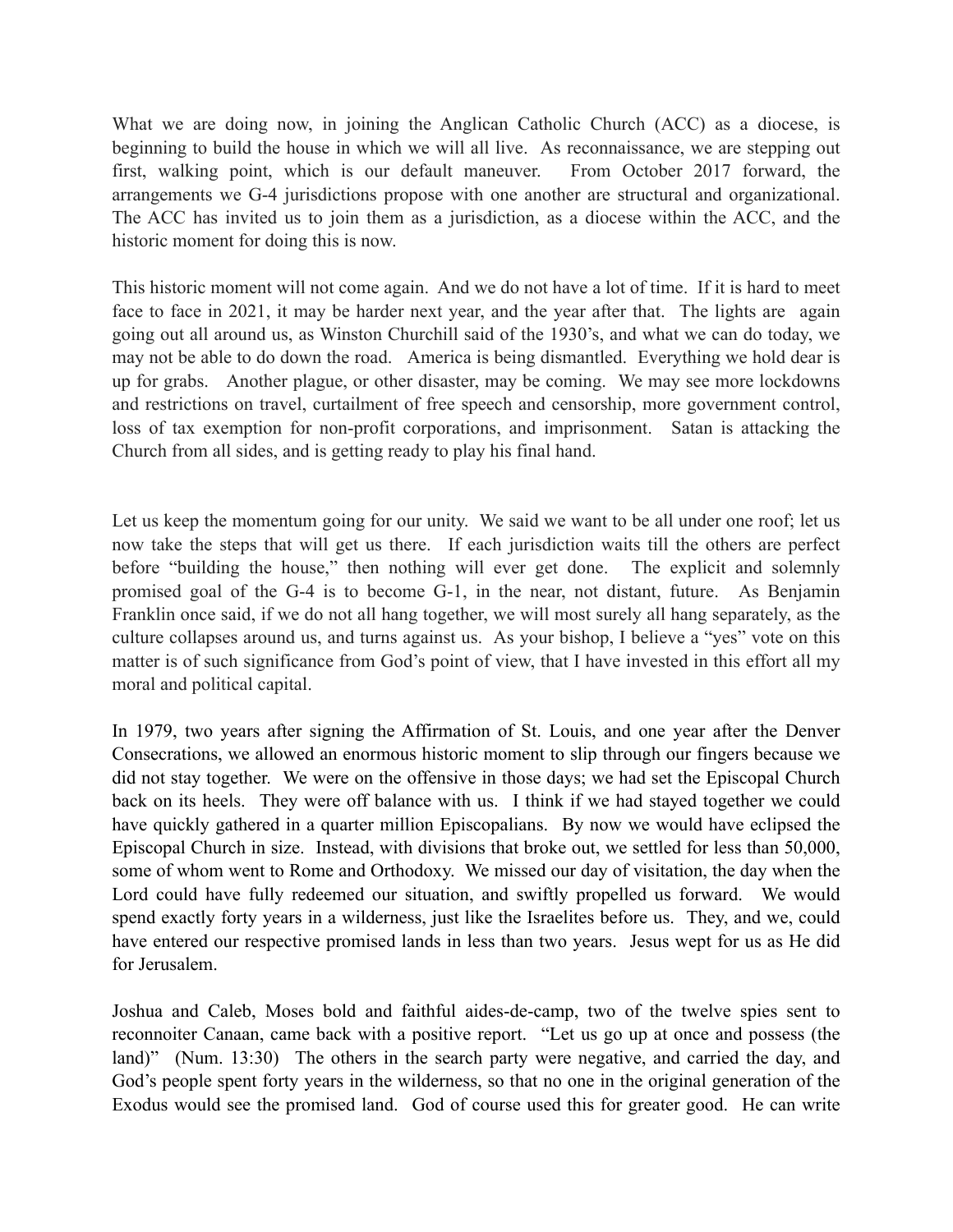What we are doing now, in joining the Anglican Catholic Church (ACC) as a diocese, is beginning to build the house in which we will all live. As reconnaissance, we are stepping out first, walking point, which is our default maneuver. From October 2017 forward, the arrangements we G-4 jurisdictions propose with one another are structural and organizational. The ACC has invited us to join them as a jurisdiction, as a diocese within the ACC, and the historic moment for doing this is now.

This historic moment will not come again. And we do not have a lot of time. If it is hard to meet face to face in 2021, it may be harder next year, and the year after that. The lights are again going out all around us, as Winston Churchill said of the 1930's, and what we can do today, we may not be able to do down the road. America is being dismantled. Everything we hold dear is up for grabs. Another plague, or other disaster, may be coming. We may see more lockdowns and restrictions on travel, curtailment of free speech and censorship, more government control, loss of tax exemption for non-profit corporations, and imprisonment. Satan is attacking the Church from all sides, and is getting ready to play his final hand.

Let us keep the momentum going for our unity. We said we want to be all under one roof; let us now take the steps that will get us there. If each jurisdiction waits till the others are perfect before "building the house," then nothing will ever get done. The explicit and solemnly promised goal of the G-4 is to become G-1, in the near, not distant, future. As Benjamin Franklin once said, if we do not all hang together, we will most surely all hang separately, as the culture collapses around us, and turns against us. As your bishop, I believe a "yes" vote on this matter is of such significance from God's point of view, that I have invested in this effort all my moral and political capital.

In 1979, two years after signing the Affirmation of St. Louis, and one year after the Denver Consecrations, we allowed an enormous historic moment to slip through our fingers because we did not stay together. We were on the offensive in those days; we had set the Episcopal Church back on its heels. They were off balance with us. I think if we had stayed together we could have quickly gathered in a quarter million Episcopalians. By now we would have eclipsed the Episcopal Church in size. Instead, with divisions that broke out, we settled for less than 50,000, some of whom went to Rome and Orthodoxy. We missed our day of visitation, the day when the Lord could have fully redeemed our situation, and swiftly propelled us forward. We would spend exactly forty years in a wilderness, just like the Israelites before us. They, and we, could have entered our respective promised lands in less than two years. Jesus wept for us as He did for Jerusalem.

Joshua and Caleb, Moses bold and faithful aides-de-camp, two of the twelve spies sent to reconnoiter Canaan, came back with a positive report. "Let us go up at once and possess (the land)" (Num. 13:30) The others in the search party were negative, and carried the day, and God's people spent forty years in the wilderness, so that no one in the original generation of the Exodus would see the promised land. God of course used this for greater good. He can write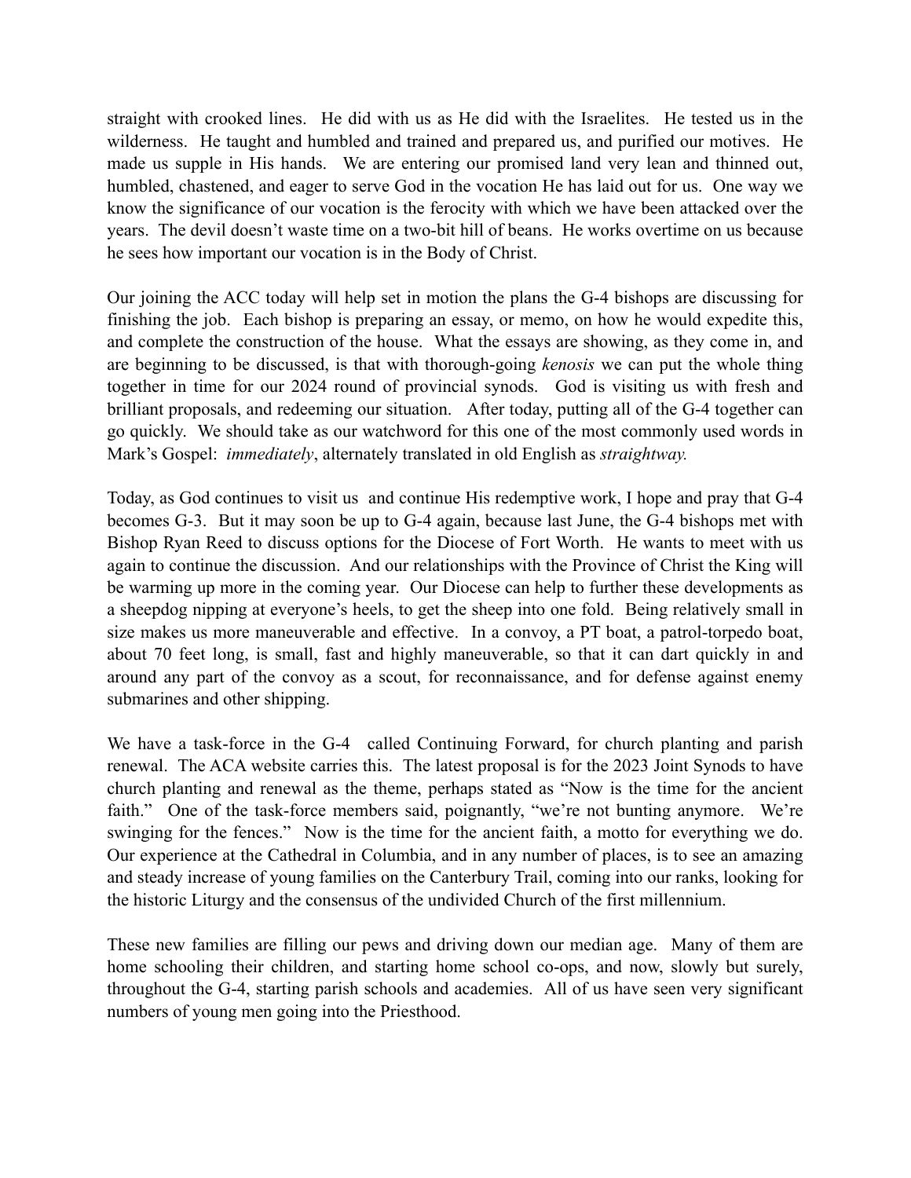straight with crooked lines. He did with us as He did with the Israelites. He tested us in the wilderness. He taught and humbled and trained and prepared us, and purified our motives. He made us supple in His hands. We are entering our promised land very lean and thinned out, humbled, chastened, and eager to serve God in the vocation He has laid out for us. One way we know the significance of our vocation is the ferocity with which we have been attacked over the years. The devil doesn't waste time on a two-bit hill of beans. He works overtime on us because he sees how important our vocation is in the Body of Christ.

Our joining the ACC today will help set in motion the plans the G-4 bishops are discussing for finishing the job. Each bishop is preparing an essay, or memo, on how he would expedite this, and complete the construction of the house. What the essays are showing, as they come in, and are beginning to be discussed, is that with thorough-going *kenosis* we can put the whole thing together in time for our 2024 round of provincial synods. God is visiting us with fresh and brilliant proposals, and redeeming our situation. After today, putting all of the G-4 together can go quickly. We should take as our watchword for this one of the most commonly used words in Mark's Gospel: *immediately*, alternately translated in old English as *straightway.*

Today, as God continues to visit us and continue His redemptive work, I hope and pray that G-4 becomes G-3. But it may soon be up to G-4 again, because last June, the G-4 bishops met with Bishop Ryan Reed to discuss options for the Diocese of Fort Worth. He wants to meet with us again to continue the discussion. And our relationships with the Province of Christ the King will be warming up more in the coming year. Our Diocese can help to further these developments as a sheepdog nipping at everyone's heels, to get the sheep into one fold. Being relatively small in size makes us more maneuverable and effective. In a convoy, a PT boat, a patrol-torpedo boat, about 70 feet long, is small, fast and highly maneuverable, so that it can dart quickly in and around any part of the convoy as a scout, for reconnaissance, and for defense against enemy submarines and other shipping.

We have a task-force in the G-4 called Continuing Forward, for church planting and parish renewal. The ACA website carries this. The latest proposal is for the 2023 Joint Synods to have church planting and renewal as the theme, perhaps stated as "Now is the time for the ancient faith." One of the task-force members said, poignantly, "we're not bunting anymore. We're swinging for the fences." Now is the time for the ancient faith, a motto for everything we do. Our experience at the Cathedral in Columbia, and in any number of places, is to see an amazing and steady increase of young families on the Canterbury Trail, coming into our ranks, looking for the historic Liturgy and the consensus of the undivided Church of the first millennium.

These new families are filling our pews and driving down our median age. Many of them are home schooling their children, and starting home school co-ops, and now, slowly but surely, throughout the G-4, starting parish schools and academies. All of us have seen very significant numbers of young men going into the Priesthood.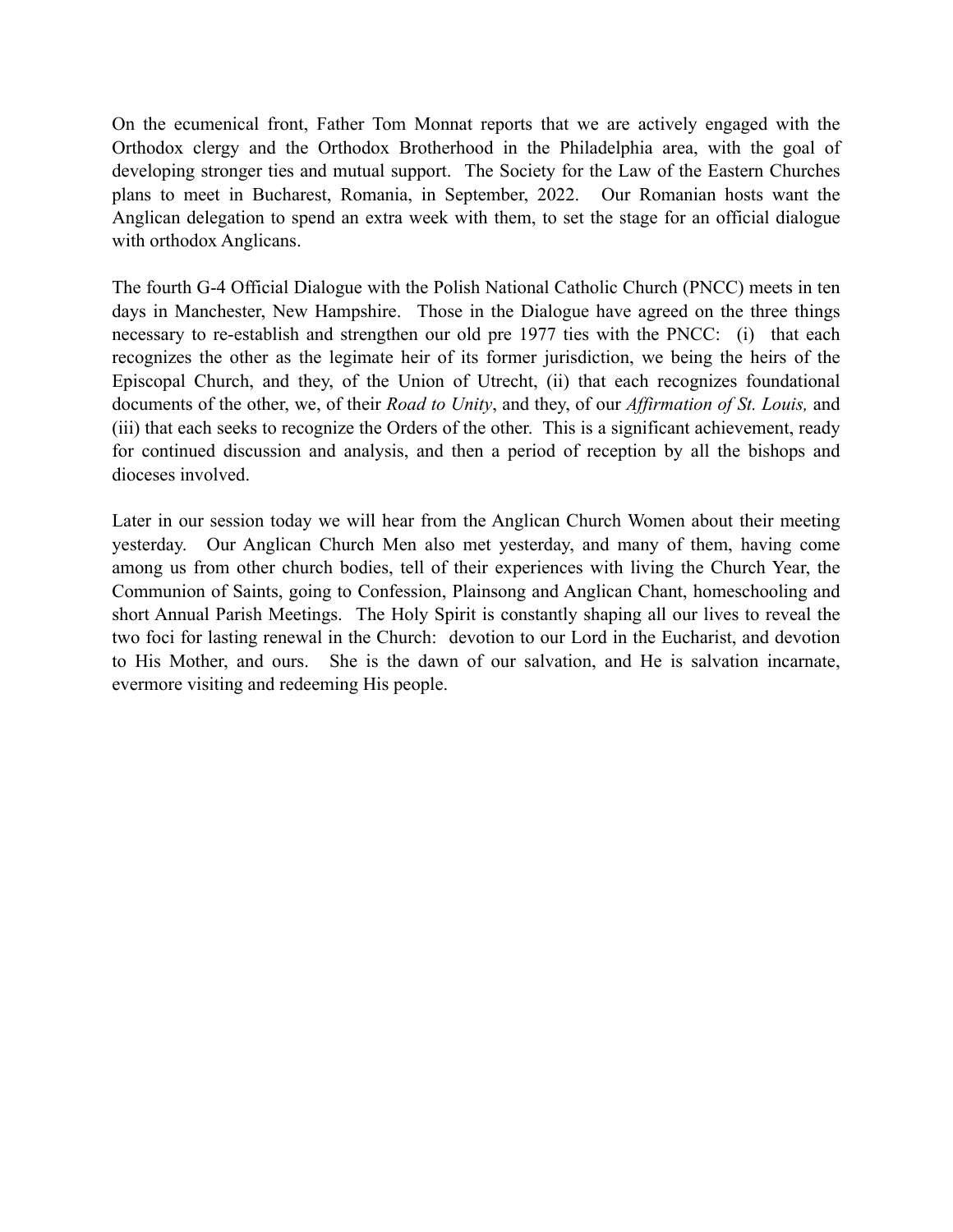On the ecumenical front, Father Tom Monnat reports that we are actively engaged with the Orthodox clergy and the Orthodox Brotherhood in the Philadelphia area, with the goal of developing stronger ties and mutual support. The Society for the Law of the Eastern Churches plans to meet in Bucharest, Romania, in September, 2022. Our Romanian hosts want the Anglican delegation to spend an extra week with them, to set the stage for an official dialogue with orthodox Anglicans.

The fourth G-4 Official Dialogue with the Polish National Catholic Church (PNCC) meets in ten days in Manchester, New Hampshire. Those in the Dialogue have agreed on the three things necessary to re-establish and strengthen our old pre 1977 ties with the PNCC: (i) that each recognizes the other as the legimate heir of its former jurisdiction, we being the heirs of the Episcopal Church, and they, of the Union of Utrecht, (ii) that each recognizes foundational documents of the other, we, of their *Road to Unity*, and they, of our *Affirmation of St. Louis,* and (iii) that each seeks to recognize the Orders of the other. This is a significant achievement, ready for continued discussion and analysis, and then a period of reception by all the bishops and dioceses involved.

Later in our session today we will hear from the Anglican Church Women about their meeting yesterday. Our Anglican Church Men also met yesterday, and many of them, having come among us from other church bodies, tell of their experiences with living the Church Year, the Communion of Saints, going to Confession, Plainsong and Anglican Chant, homeschooling and short Annual Parish Meetings. The Holy Spirit is constantly shaping all our lives to reveal the two foci for lasting renewal in the Church: devotion to our Lord in the Eucharist, and devotion to His Mother, and ours. She is the dawn of our salvation, and He is salvation incarnate, evermore visiting and redeeming His people.